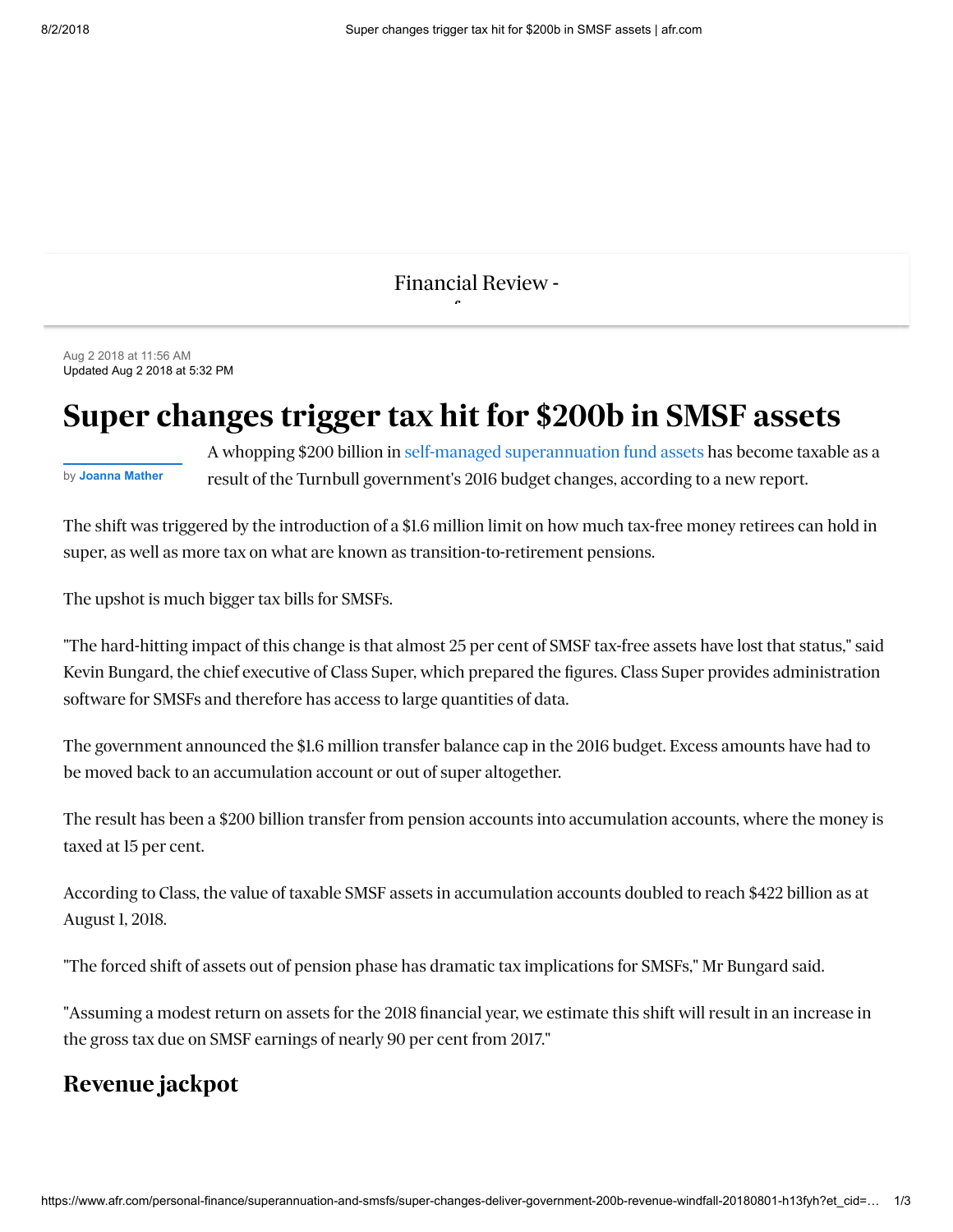Financial Review -

Aug 2 2018 at 11:56 AM
Updated Aug 2 2018 at 5:32 PM

# Super changes trigger tax hit for $200b in SMSF assets

by **Joanna Mather**

A whopping $200 billion in self-managed superannuation fund assets has become taxable as a result of the Turnbull government's 2016 budget changes, according to a new report.

The shift was triggered by the introduction of a $1.6 million limit on how much tax-free money retirees can hold in super, as well as more tax on what are known as transition-to-retirement pensions.

The upshot is much bigger tax bills for SMSFs.

"The hard-hitting impact of this change is that almost 25 per cent of SMSF tax-free assets have lost that status," said Kevin Bungard, the chief executive of Class Super, which prepared the figures. Class Super provides administration software for SMSFs and therefore has access to large quantities of data.

The government announced the $1.6 million transfer balance cap in the 2016 budget. Excess amounts have had to be moved back to an accumulation account or out of super altogether.

The result has been a $200 billion transfer from pension accounts into accumulation accounts, where the money is taxed at 15 per cent.

According to Class, the value of taxable SMSF assets in accumulation accounts doubled to reach $422 billion as at August 1, 2018.

"The forced shift of assets out of pension phase has dramatic tax implications for SMSFs," Mr Bungard said.

"Assuming a modest return on assets for the 2018 financial year, we estimate this shift will result in an increase in the gross tax due on SMSF earnings of nearly 90 per cent from 2017."

## Revenue jackpot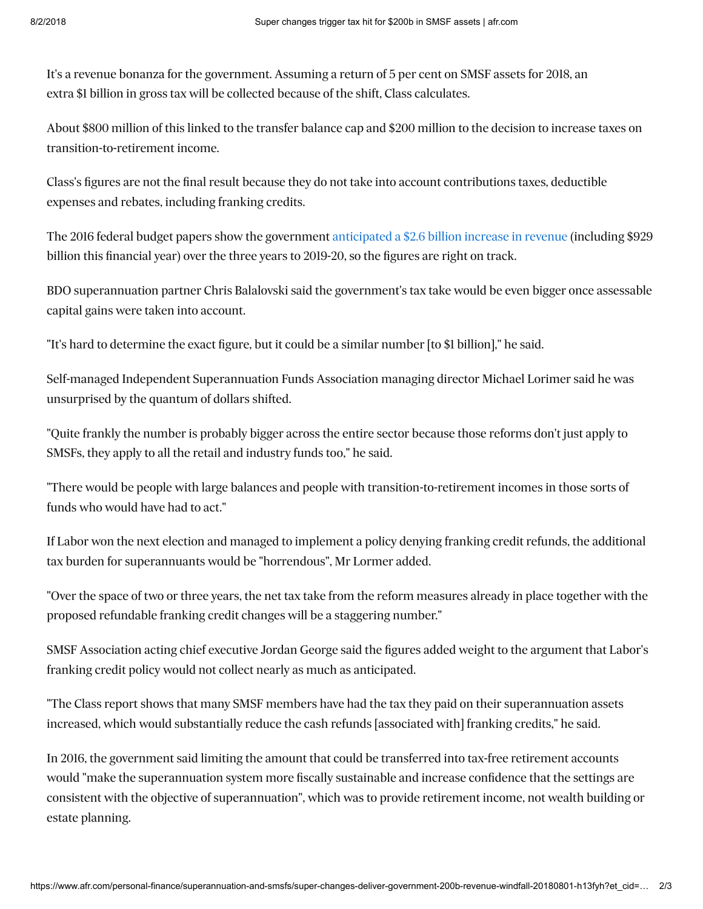It's a revenue bonanza for the government. Assuming a return of 5 per cent on SMSF assets for 2018, an extra $1 billion in gross tax will be collected because of the shift, Class calculates.

About $800 million of this linked to the transfer balance cap and $200 million to the decision to increase taxes on transition-to-retirement income.

Class's figures are not the final result because they do not take into account contributions taxes, deductible expenses and rebates, including franking credits.

The 2016 federal budget papers show the government anticipated a $2.6 billion increase in revenue (including $929 billion this financial year) over the three years to 2019-20, so the figures are right on track.

BDO superannuation partner Chris Balalovski said the government's tax take would be even bigger once assessable capital gains were taken into account.

"It's hard to determine the exact figure, but it could be a similar number [to $1 billion]," he said.

Self-managed Independent Superannuation Funds Association managing director Michael Lorimer said he was unsurprised by the quantum of dollars shifted.

"Quite frankly the number is probably bigger across the entire sector because those reforms don't just apply to SMSFs, they apply to all the retail and industry funds too," he said.

"There would be people with large balances and people with transition-to-retirement incomes in those sorts of funds who would have had to act."

If Labor won the next election and managed to implement a policy denying franking credit refunds, the additional tax burden for superannuants would be "horrendous", Mr Lormer added.

"Over the space of two or three years, the net tax take from the reform measures already in place together with the proposed refundable franking credit changes will be a staggering number."

SMSF Association acting chief executive Jordan George said the figures added weight to the argument that Labor's franking credit policy would not collect nearly as much as anticipated.

"The Class report shows that many SMSF members have had the tax they paid on their superannuation assets increased, which would substantially reduce the cash refunds [associated with] franking credits," he said.

In 2016, the government said limiting the amount that could be transferred into tax-free retirement accounts would "make the superannuation system more fiscally sustainable and increase confidence that the settings are consistent with the objective of superannuation", which was to provide retirement income, not wealth building or estate planning.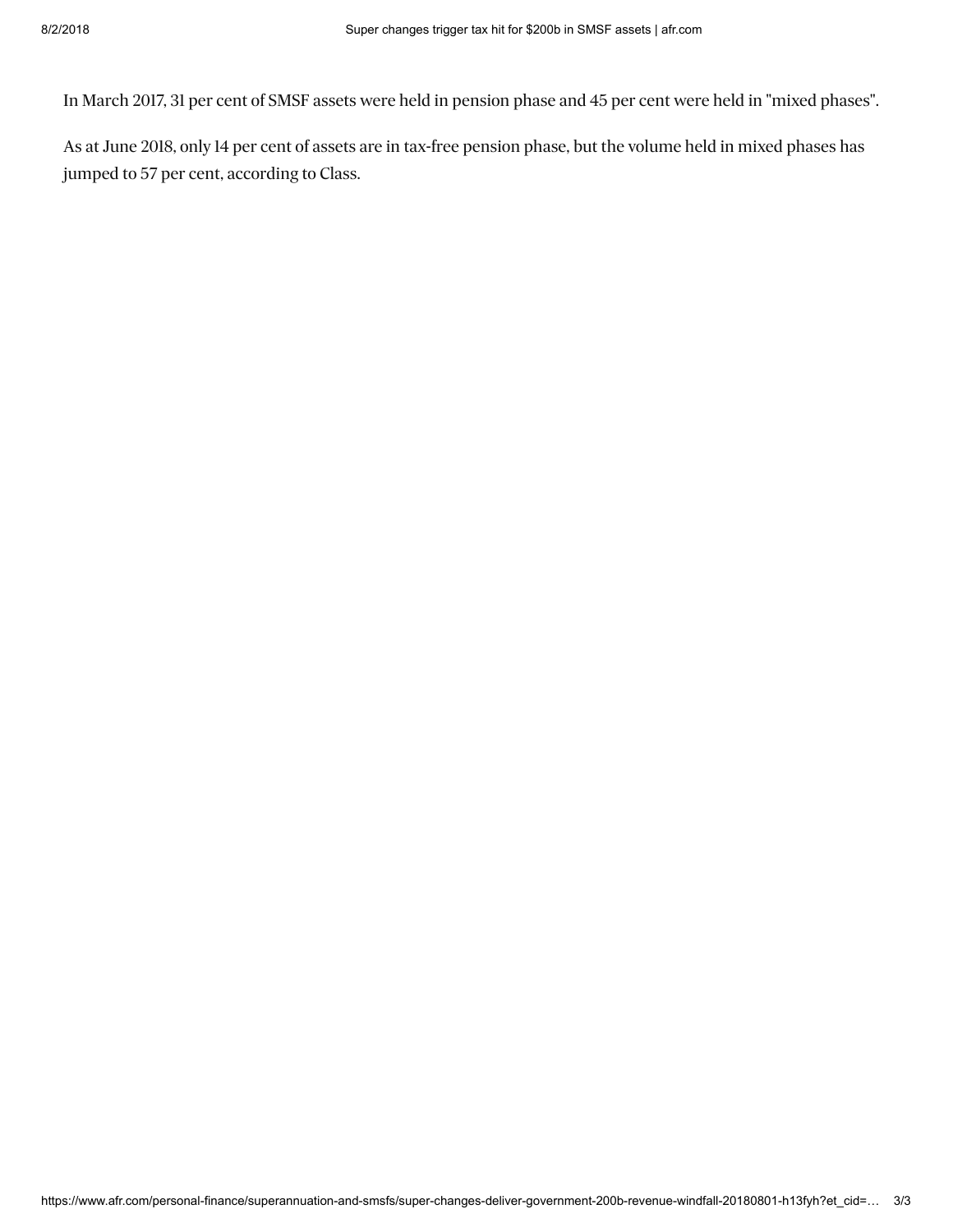In March 2017, 31 per cent of SMSF assets were held in pension phase and 45 per cent were held in "mixed phases".

As at June 2018, only 14 per cent of assets are in tax-free pension phase, but the volume held in mixed phases has jumped to 57 per cent, according to Class.